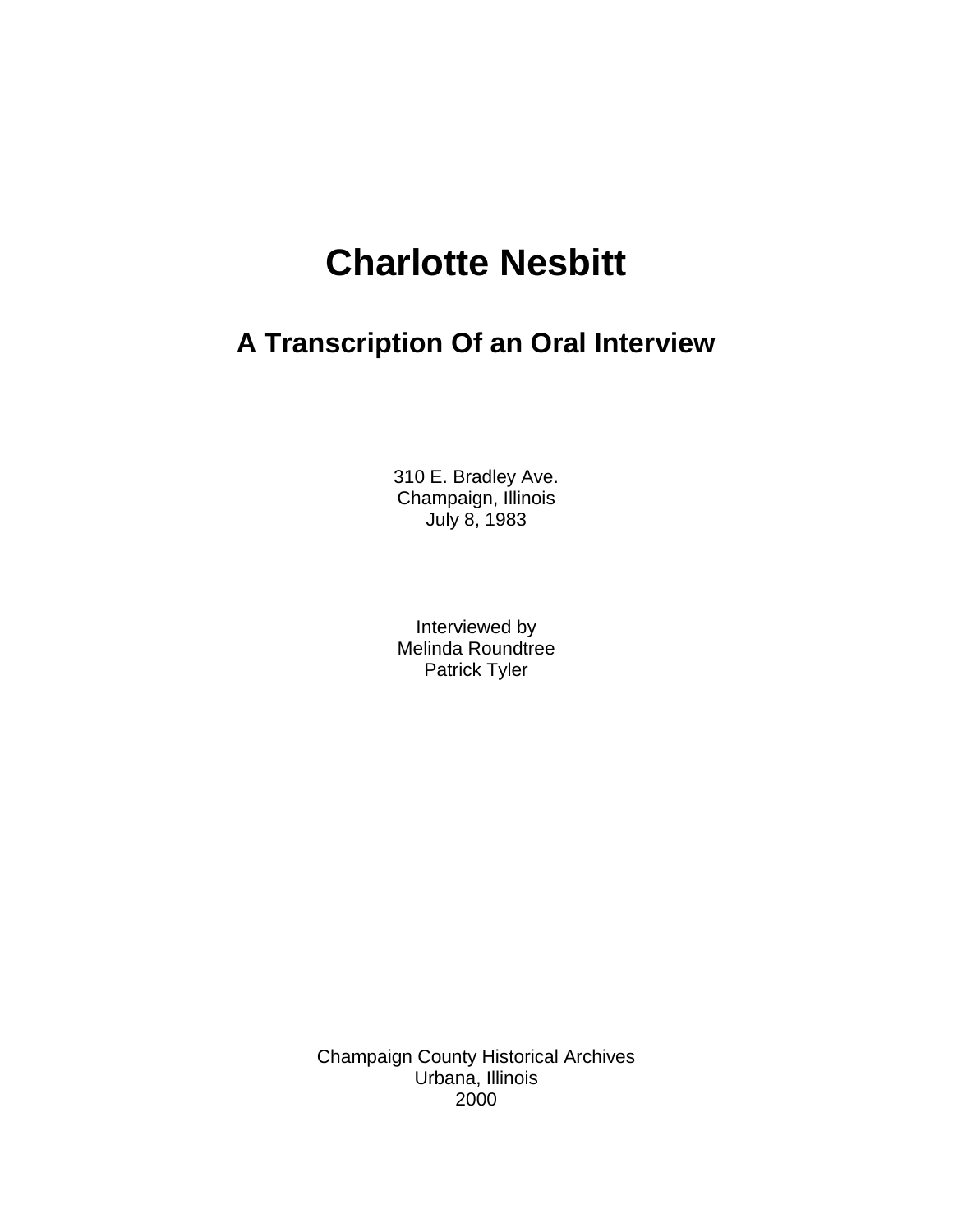# Charlotte Nesbitt

## A Transcription Of an Oral Interview

310 E. Bradley Ave.
Champaign, Illinois
July 8, 1983

Interviewed by
Melinda Roundtree
Patrick Tyler

Champaign County Historical Archives
Urbana, Illinois
2000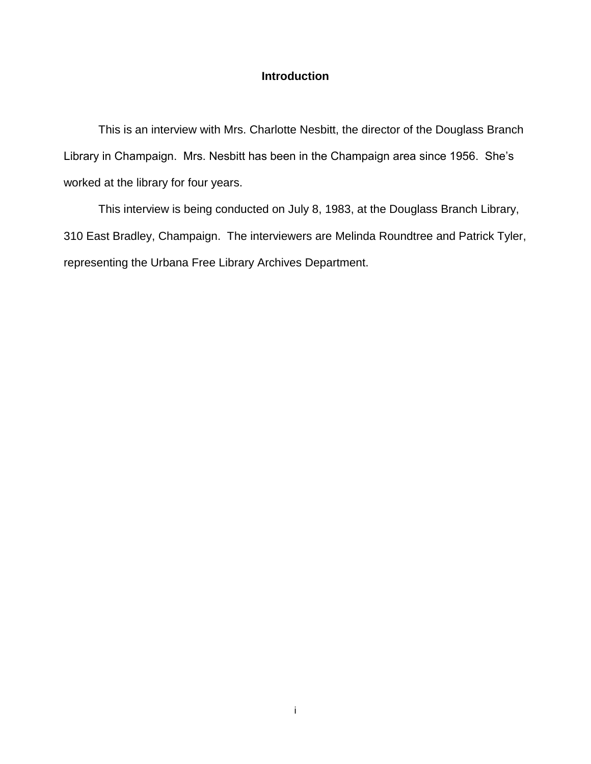# Introduction

This is an interview with Mrs. Charlotte Nesbitt, the director of the Douglass Branch Library in Champaign. Mrs. Nesbitt has been in the Champaign area since 1956. She's worked at the library for four years.

This interview is being conducted on July 8, 1983, at the Douglass Branch Library, 310 East Bradley, Champaign. The interviewers are Melinda Roundtree and Patrick Tyler, representing the Urbana Free Library Archives Department.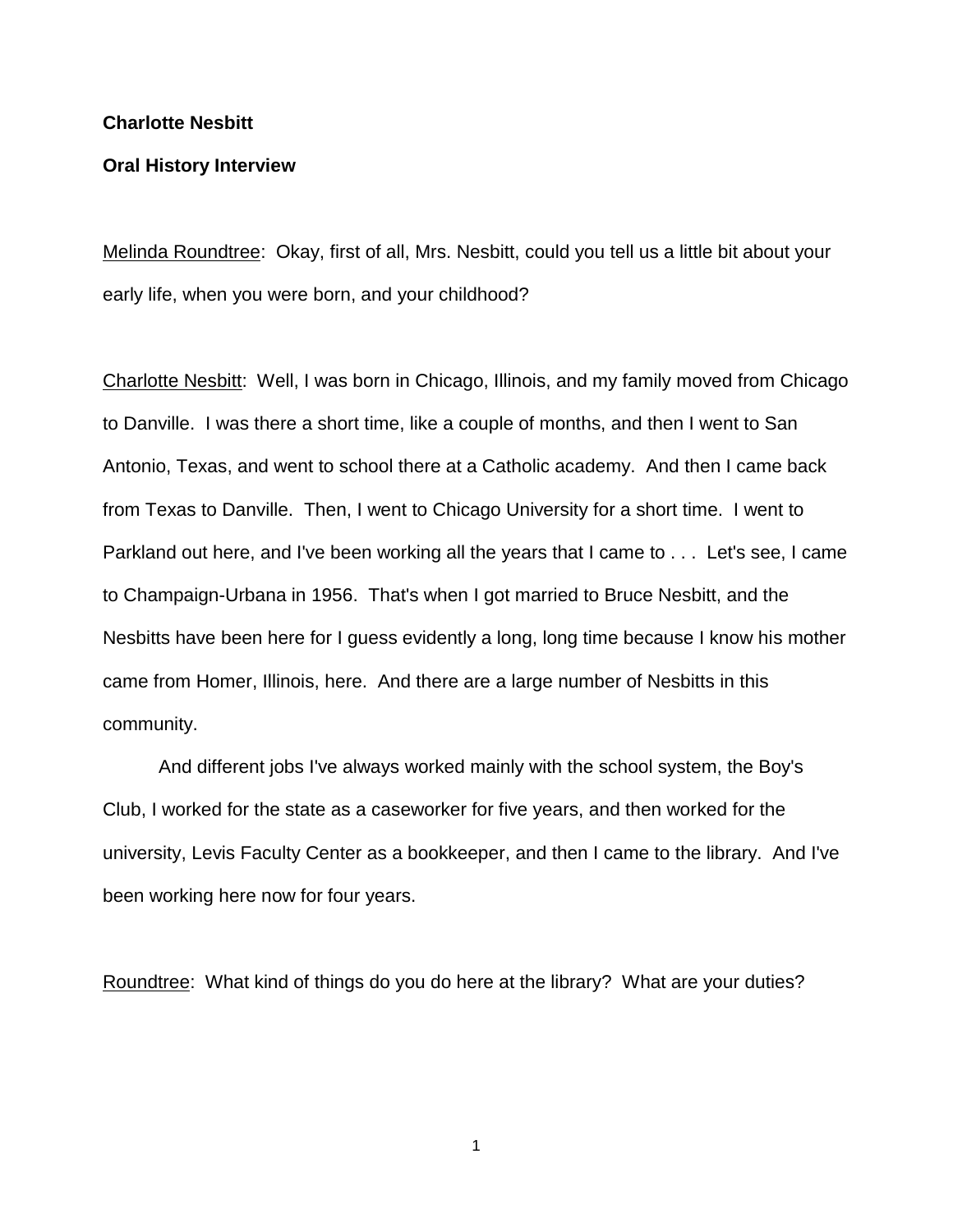**Charlotte Nesbitt**

**Oral History Interview**

Melinda Roundtree: Okay, first of all, Mrs. Nesbitt, could you tell us a little bit about your early life, when you were born, and your childhood?

Charlotte Nesbitt: Well, I was born in Chicago, Illinois, and my family moved from Chicago to Danville. I was there a short time, like a couple of months, and then I went to San Antonio, Texas, and went to school there at a Catholic academy. And then I came back from Texas to Danville. Then, I went to Chicago University for a short time. I went to Parkland out here, and I've been working all the years that I came to . . . Let's see, I came to Champaign-Urbana in 1956. That's when I got married to Bruce Nesbitt, and the Nesbitts have been here for I guess evidently a long, long time because I know his mother came from Homer, Illinois, here. And there are a large number of Nesbitts in this community.

And different jobs I've always worked mainly with the school system, the Boy's Club, I worked for the state as a caseworker for five years, and then worked for the university, Levis Faculty Center as a bookkeeper, and then I came to the library. And I've been working here now for four years.

Roundtree: What kind of things do you do here at the library? What are your duties?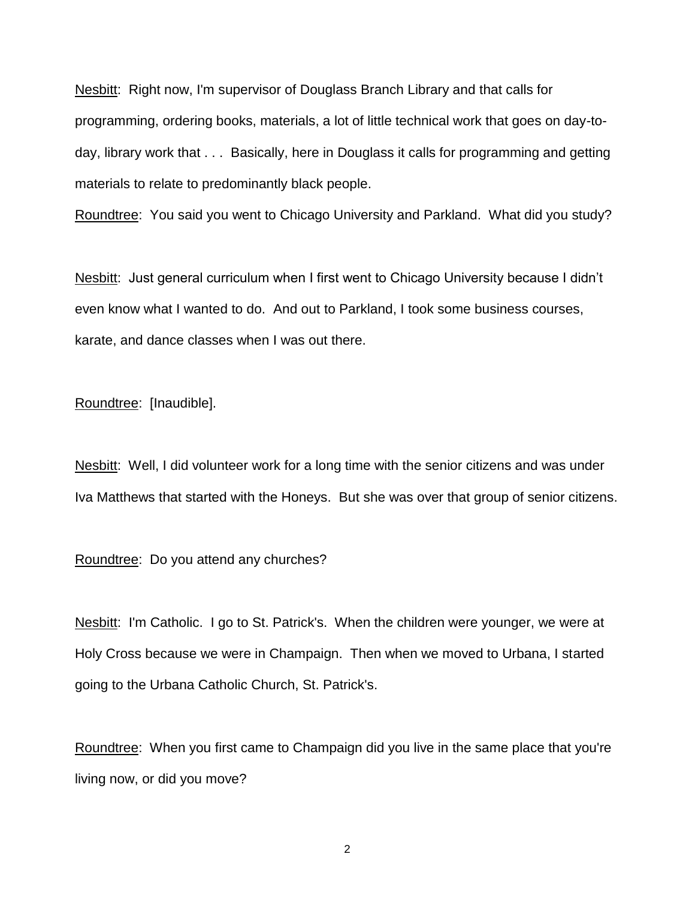Nesbitt: Right now, I'm supervisor of Douglass Branch Library and that calls for programming, ordering books, materials, a lot of little technical work that goes on day-to-day, library work that . . . Basically, here in Douglass it calls for programming and getting materials to relate to predominantly black people.

Roundtree: You said you went to Chicago University and Parkland. What did you study?

Nesbitt: Just general curriculum when I first went to Chicago University because I didn't even know what I wanted to do. And out to Parkland, I took some business courses, karate, and dance classes when I was out there.

Roundtree: [Inaudible].

Nesbitt: Well, I did volunteer work for a long time with the senior citizens and was under Iva Matthews that started with the Honeys. But she was over that group of senior citizens.

Roundtree: Do you attend any churches?

Nesbitt: I'm Catholic. I go to St. Patrick's. When the children were younger, we were at Holy Cross because we were in Champaign. Then when we moved to Urbana, I started going to the Urbana Catholic Church, St. Patrick's.

Roundtree: When you first came to Champaign did you live in the same place that you're living now, or did you move?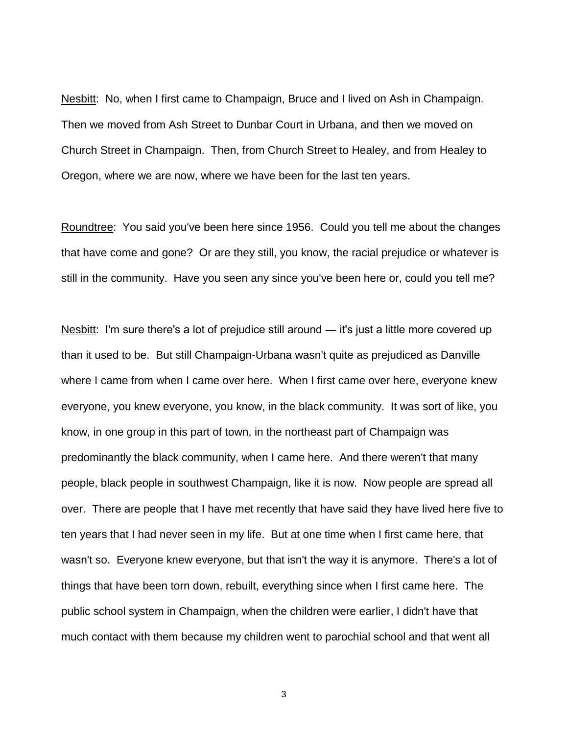Nesbitt: No, when I first came to Champaign, Bruce and I lived on Ash in Champaign. Then we moved from Ash Street to Dunbar Court in Urbana, and then we moved on Church Street in Champaign. Then, from Church Street to Healey, and from Healey to Oregon, where we are now, where we have been for the last ten years.

Roundtree: You said you've been here since 1956. Could you tell me about the changes that have come and gone? Or are they still, you know, the racial prejudice or whatever is still in the community. Have you seen any since you've been here or, could you tell me?

Nesbitt: I'm sure there's a lot of prejudice still around — it's just a little more covered up than it used to be. But still Champaign-Urbana wasn't quite as prejudiced as Danville where I came from when I came over here. When I first came over here, everyone knew everyone, you knew everyone, you know, in the black community. It was sort of like, you know, in one group in this part of town, in the northeast part of Champaign was predominantly the black community, when I came here. And there weren't that many people, black people in southwest Champaign, like it is now. Now people are spread all over. There are people that I have met recently that have said they have lived here five to ten years that I had never seen in my life. But at one time when I first came here, that wasn't so. Everyone knew everyone, but that isn't the way it is anymore. There's a lot of things that have been torn down, rebuilt, everything since when I first came here. The public school system in Champaign, when the children were earlier, I didn't have that much contact with them because my children went to parochial school and that went all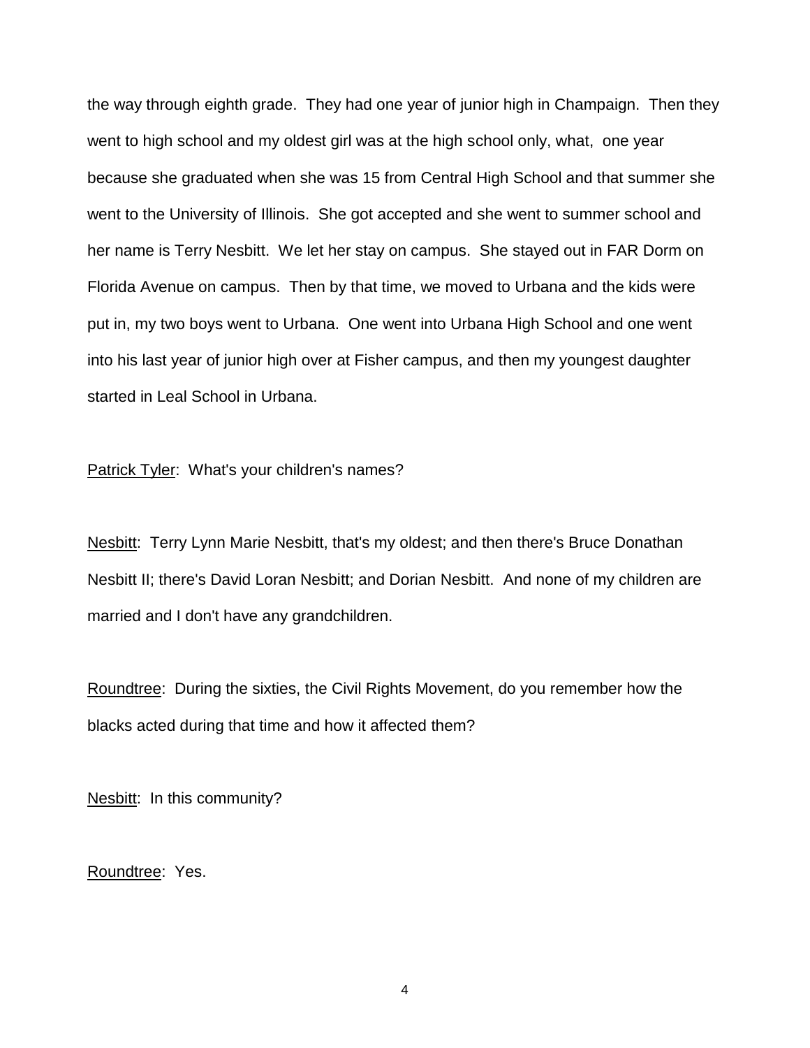the way through eighth grade. They had one year of junior high in Champaign. Then they went to high school and my oldest girl was at the high school only, what, one year because she graduated when she was 15 from Central High School and that summer she went to the University of Illinois. She got accepted and she went to summer school and her name is Terry Nesbitt. We let her stay on campus. She stayed out in FAR Dorm on Florida Avenue on campus. Then by that time, we moved to Urbana and the kids were put in, my two boys went to Urbana. One went into Urbana High School and one went into his last year of junior high over at Fisher campus, and then my youngest daughter started in Leal School in Urbana.

Patrick Tyler: What's your children's names?

Nesbitt: Terry Lynn Marie Nesbitt, that's my oldest; and then there's Bruce Donathan Nesbitt II; there's David Loran Nesbitt; and Dorian Nesbitt. And none of my children are married and I don't have any grandchildren.

Roundtree: During the sixties, the Civil Rights Movement, do you remember how the blacks acted during that time and how it affected them?

Nesbitt: In this community?

Roundtree: Yes.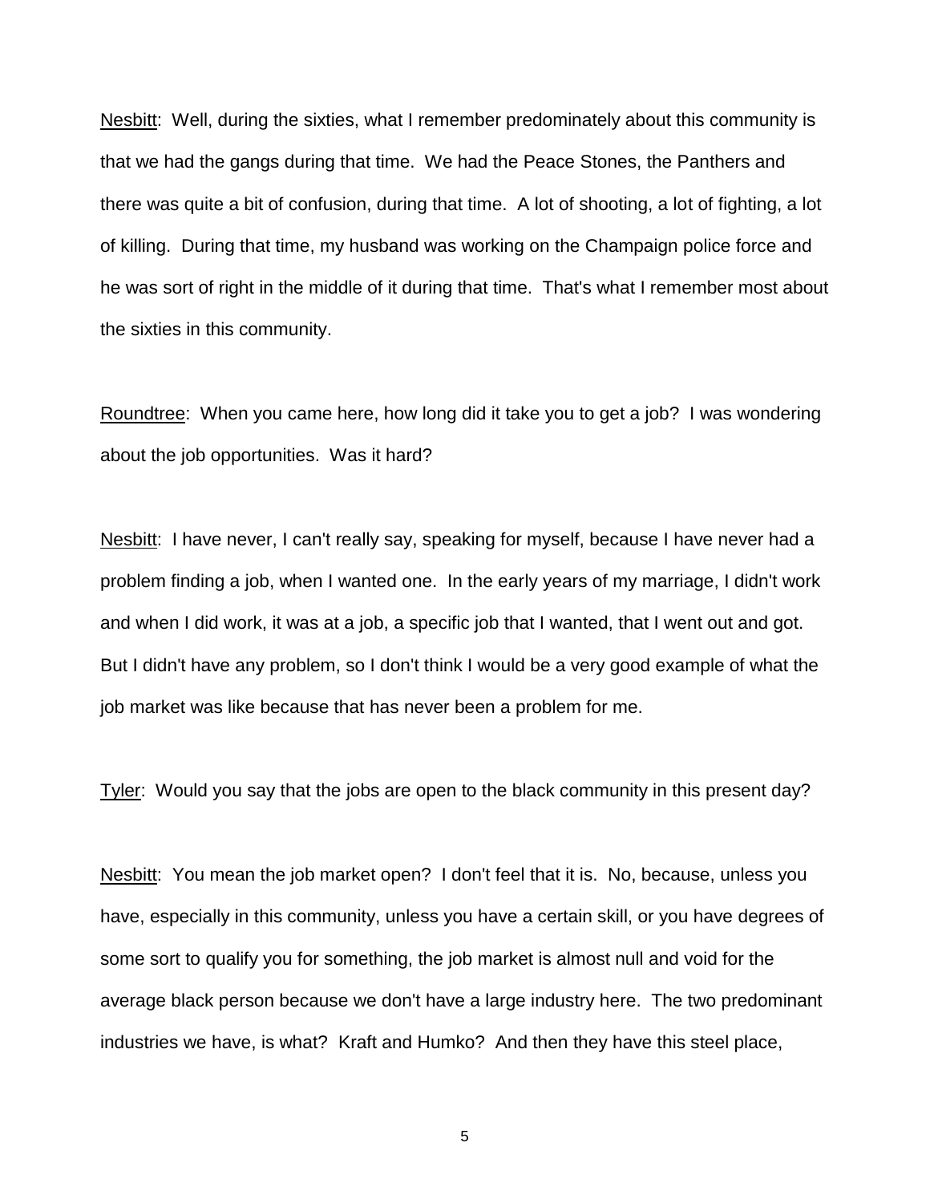Nesbitt: Well, during the sixties, what I remember predominately about this community is that we had the gangs during that time. We had the Peace Stones, the Panthers and there was quite a bit of confusion, during that time. A lot of shooting, a lot of fighting, a lot of killing. During that time, my husband was working on the Champaign police force and he was sort of right in the middle of it during that time. That's what I remember most about the sixties in this community.

Roundtree: When you came here, how long did it take you to get a job? I was wondering about the job opportunities. Was it hard?

Nesbitt: I have never, I can't really say, speaking for myself, because I have never had a problem finding a job, when I wanted one. In the early years of my marriage, I didn't work and when I did work, it was at a job, a specific job that I wanted, that I went out and got. But I didn't have any problem, so I don't think I would be a very good example of what the job market was like because that has never been a problem for me.

Tyler: Would you say that the jobs are open to the black community in this present day?

Nesbitt: You mean the job market open? I don't feel that it is. No, because, unless you have, especially in this community, unless you have a certain skill, or you have degrees of some sort to qualify you for something, the job market is almost null and void for the average black person because we don't have a large industry here. The two predominant industries we have, is what? Kraft and Humko? And then they have this steel place,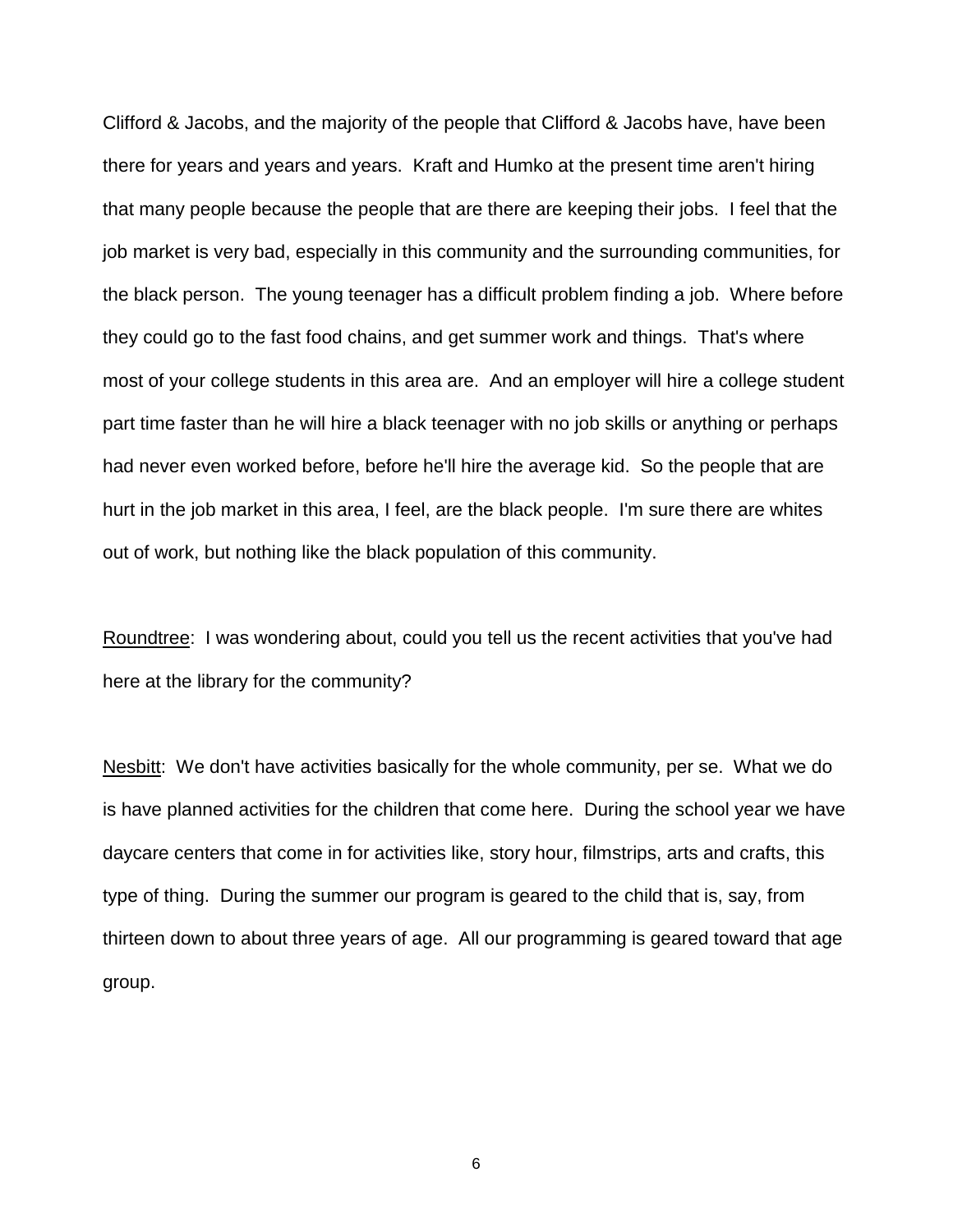Clifford & Jacobs, and the majority of the people that Clifford & Jacobs have, have been there for years and years and years. Kraft and Humko at the present time aren't hiring that many people because the people that are there are keeping their jobs. I feel that the job market is very bad, especially in this community and the surrounding communities, for the black person. The young teenager has a difficult problem finding a job. Where before they could go to the fast food chains, and get summer work and things. That's where most of your college students in this area are. And an employer will hire a college student part time faster than he will hire a black teenager with no job skills or anything or perhaps had never even worked before, before he'll hire the average kid. So the people that are hurt in the job market in this area, I feel, are the black people. I'm sure there are whites out of work, but nothing like the black population of this community.

Roundtree: I was wondering about, could you tell us the recent activities that you've had here at the library for the community?

Nesbitt: We don't have activities basically for the whole community, per se. What we do is have planned activities for the children that come here. During the school year we have daycare centers that come in for activities like, story hour, filmstrips, arts and crafts, this type of thing. During the summer our program is geared to the child that is, say, from thirteen down to about three years of age. All our programming is geared toward that age group.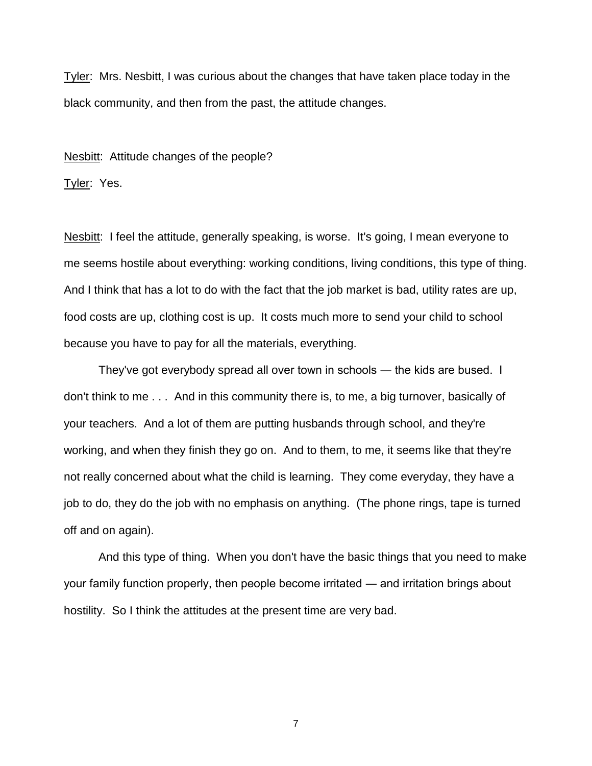Tyler: Mrs. Nesbitt, I was curious about the changes that have taken place today in the black community, and then from the past, the attitude changes.

Nesbitt: Attitude changes of the people?

Tyler: Yes.

Nesbitt: I feel the attitude, generally speaking, is worse. It's going, I mean everyone to me seems hostile about everything: working conditions, living conditions, this type of thing. And I think that has a lot to do with the fact that the job market is bad, utility rates are up, food costs are up, clothing cost is up. It costs much more to send your child to school because you have to pay for all the materials, everything.

They've got everybody spread all over town in schools — the kids are bused. I don't think to me . . . And in this community there is, to me, a big turnover, basically of your teachers. And a lot of them are putting husbands through school, and they're working, and when they finish they go on. And to them, to me, it seems like that they're not really concerned about what the child is learning. They come everyday, they have a job to do, they do the job with no emphasis on anything. (The phone rings, tape is turned off and on again).

And this type of thing. When you don't have the basic things that you need to make your family function properly, then people become irritated — and irritation brings about hostility. So I think the attitudes at the present time are very bad.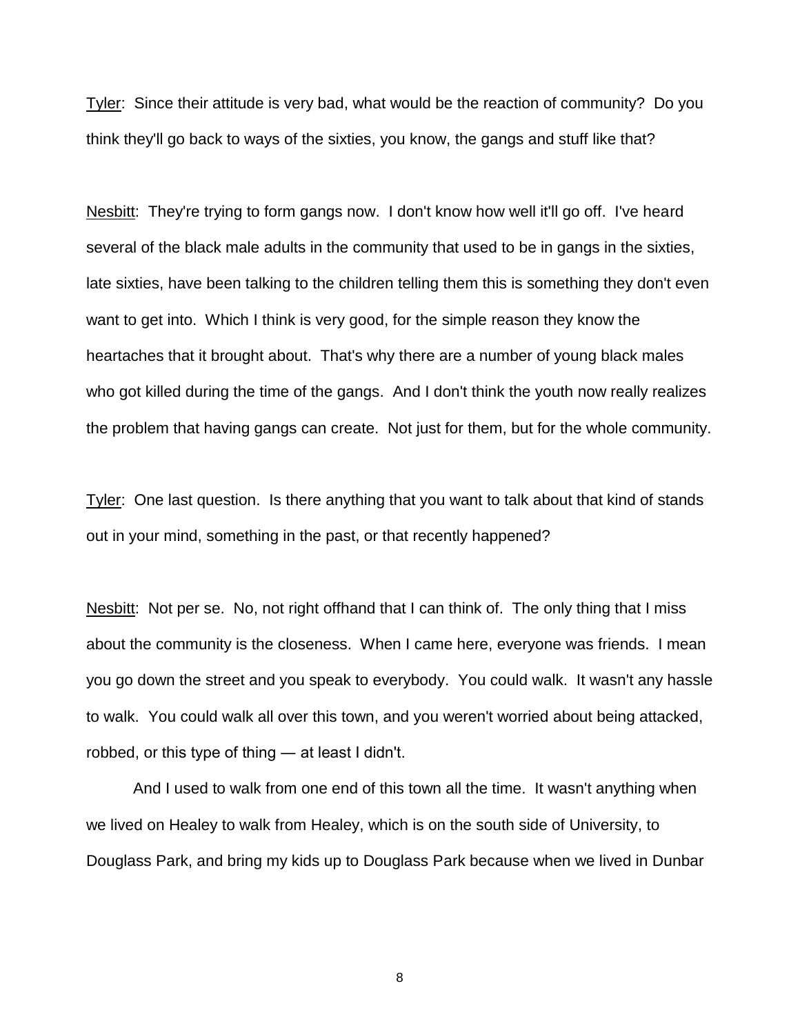<u>Tyler</u>: Since their attitude is very bad, what would be the reaction of community? Do you think they'll go back to ways of the sixties, you know, the gangs and stuff like that?

<u>Nesbitt</u>: They're trying to form gangs now. I don't know how well it'll go off. I've heard several of the black male adults in the community that used to be in gangs in the sixties, late sixties, have been talking to the children telling them this is something they don't even want to get into. Which I think is very good, for the simple reason they know the heartaches that it brought about. That's why there are a number of young black males who got killed during the time of the gangs. And I don't think the youth now really realizes the problem that having gangs can create. Not just for them, but for the whole community.

<u>Tyler</u>: One last question. Is there anything that you want to talk about that kind of stands out in your mind, something in the past, or that recently happened?

<u>Nesbitt</u>: Not per se. No, not right offhand that I can think of. The only thing that I miss about the community is the closeness. When I came here, everyone was friends. I mean you go down the street and you speak to everybody. You could walk. It wasn't any hassle to walk. You could walk all over this town, and you weren't worried about being attacked, robbed, or this type of thing — at least I didn't.

And I used to walk from one end of this town all the time. It wasn't anything when we lived on Healey to walk from Healey, which is on the south side of University, to Douglass Park, and bring my kids up to Douglass Park because when we lived in Dunbar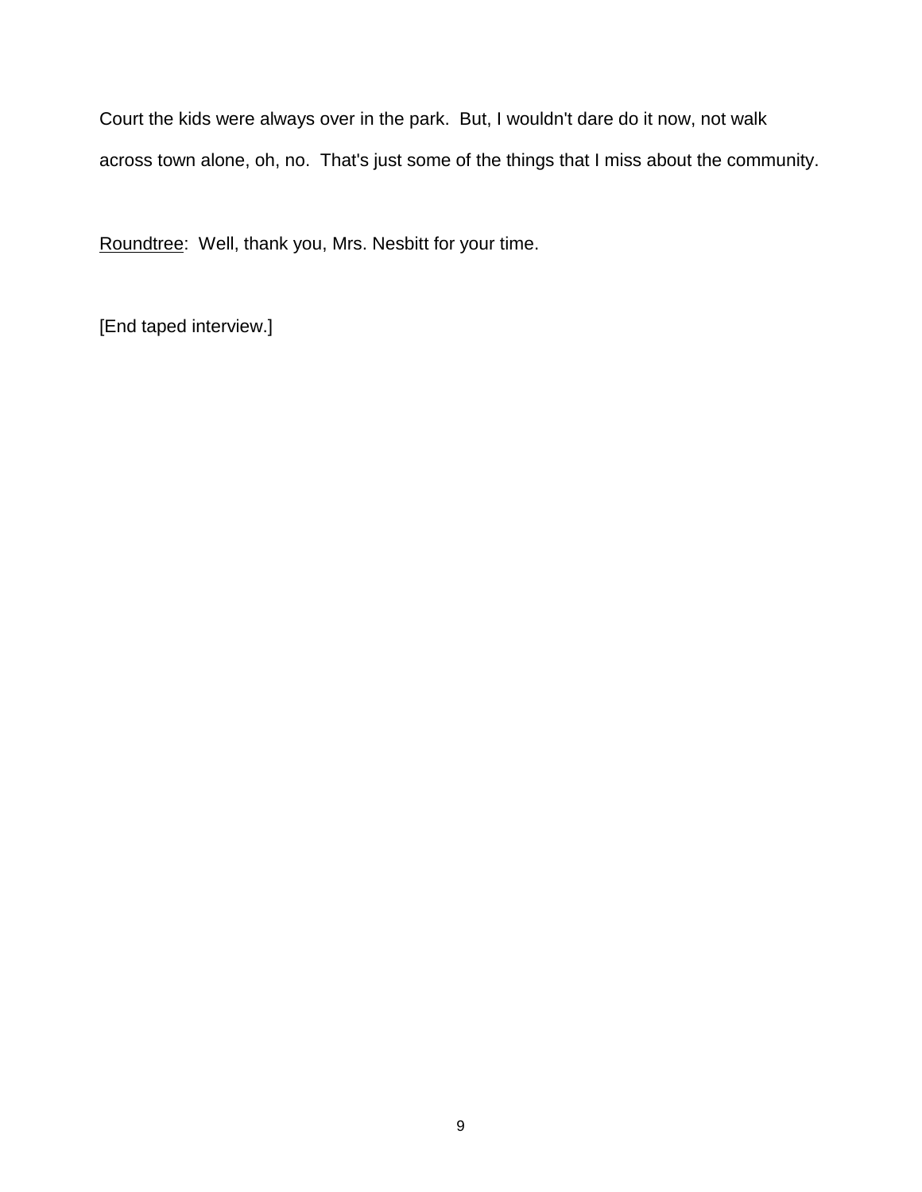Court the kids were always over in the park.  But, I wouldn't dare do it now, not walk across town alone, oh, no.  That's just some of the things that I miss about the community.

<u>Roundtree</u>:  Well, thank you, Mrs. Nesbitt for your time.

[End taped interview.]